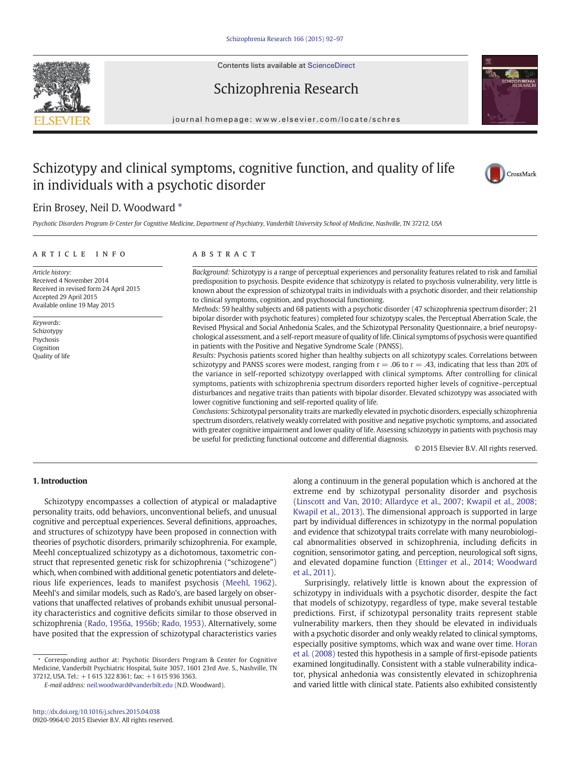# Schizotypy and clinical symptoms, cognitive function, and quality of life in individuals with a psychotic disorder

Erin Brosey, Neil D. Woodward *

*Psychotic Disorders Program & Center for Cognitive Medicine, Department of Psychiatry, Vanderbilt University School of Medicine, Nashville, TN 37212, USA*

## ARTICLE INFO

*Article history:*
Received 4 November 2014
Received in revised form 24 April 2015
Accepted 29 April 2015
Available online 19 May 2015

*Keywords:*
Schizotypy
Psychosis
Cognition
Quality of life

## ABSTRACT

*Background:* Schizotypy is a range of perceptual experiences and personality features related to risk and familial predisposition to psychosis. Despite evidence that schizotypy is related to psychosis vulnerability, very little is known about the expression of schizotypal traits in individuals with a psychotic disorder, and their relationship to clinical symptoms, cognition, and psychosocial functioning.

*Methods:* 59 healthy subjects and 68 patients with a psychotic disorder (47 schizophrenia spectrum disorder; 21 bipolar disorder with psychotic features) completed four schizotypy scales, the Perceptual Aberration Scale, the Revised Physical and Social Anhedonia Scales, and the Schizotypal Personality Questionnaire, a brief neuropsychological assessment, and a self-report measure of quality of life. Clinical symptoms of psychosis were quantified in patients with the Positive and Negative Syndrome Scale (PANSS).

*Results:* Psychosis patients scored higher than healthy subjects on all schizotypy scales. Correlations between schizotypy and PANSS scores were modest, ranging from $r = .06$ to $r = .43$, indicating that less than 20% of the variance in self-reported schizotypy overlapped with clinical symptoms. After controlling for clinical symptoms, patients with schizophrenia spectrum disorders reported higher levels of cognitive–perceptual disturbances and negative traits than patients with bipolar disorder. Elevated schizotypy was associated with lower cognitive functioning and self-reported quality of life.

*Conclusions:* Schizotypal personality traits are markedly elevated in psychotic disorders, especially schizophrenia spectrum disorders, relatively weakly correlated with positive and negative psychotic symptoms, and associated with greater cognitive impairment and lower quality of life. Assessing schizotypy in patients with psychosis may be useful for predicting functional outcome and differential diagnosis.

© 2015 Elsevier B.V. All rights reserved.

## 1. Introduction

Schizotypy encompasses a collection of atypical or maladaptive personality traits, odd behaviors, unconventional beliefs, and unusual cognitive and perceptual experiences. Several definitions, approaches, and structures of schizotypy have been proposed in connection with theories of psychotic disorders, primarily schizophrenia. For example, Meehl conceptualized schizotypy as a dichotomous, taxometric construct that represented genetic risk for schizophrenia ("schizogene") which, when combined with additional genetic potentiators and deleterious life experiences, leads to manifest psychosis (Meehl, 1962). Meehl's and similar models, such as Rado's, are based largely on observations that unaffected relatives of probands exhibit unusual personality characteristics and cognitive deficits similar to those observed in schizophrenia (Rado, 1956a, 1956b; Rado, 1953). Alternatively, some have posited that the expression of schizotypal characteristics varies along a continuum in the general population which is anchored at the extreme end by schizotypal personality disorder and psychosis (Linscott and Van, 2010; Allardyce et al., 2007; Kwapil et al., 2008; Kwapil et al., 2013). The dimensional approach is supported in large part by individual differences in schizotypy in the normal population and evidence that schizotypal traits correlate with many neurobiological abnormalities observed in schizophrenia, including deficits in cognition, sensorimotor gating, and perception, neurological soft signs, and elevated dopamine function (Ettinger et al., 2014; Woodward et al., 2011).

Surprisingly, relatively little is known about the expression of schizotypy in individuals with a psychotic disorder, despite the fact that models of schizotypy, regardless of type, make several testable predictions. First, if schizotypal personality traits represent stable vulnerability markers, then they should be elevated in individuals with a psychotic disorder and only weakly related to clinical symptoms, especially positive symptoms, which wax and wane over time. Horan et al. (2008) tested this hypothesis in a sample of first-episode patients examined longitudinally. Consistent with a stable vulnerability indicator, physical anhedonia was consistently elevated in schizophrenia and varied little with clinical state. Patients also exhibited consistently

* Corresponding author at: Psychotic Disorders Program & Center for Cognitive Medicine, Vanderbilt Psychiatric Hospital, Suite 3057, 1601 23rd Ave. S., Nashville, TN 37212, USA. Tel.: +1 615 322 8361; fax: +1 615 936 3563.
*E-mail address:* neil.woodward@vanderbilt.edu (N.D. Woodward).

http://dx.doi.org/10.1016/j.schres.2015.04.038
0920-9964/© 2015 Elsevier B.V. All rights reserved.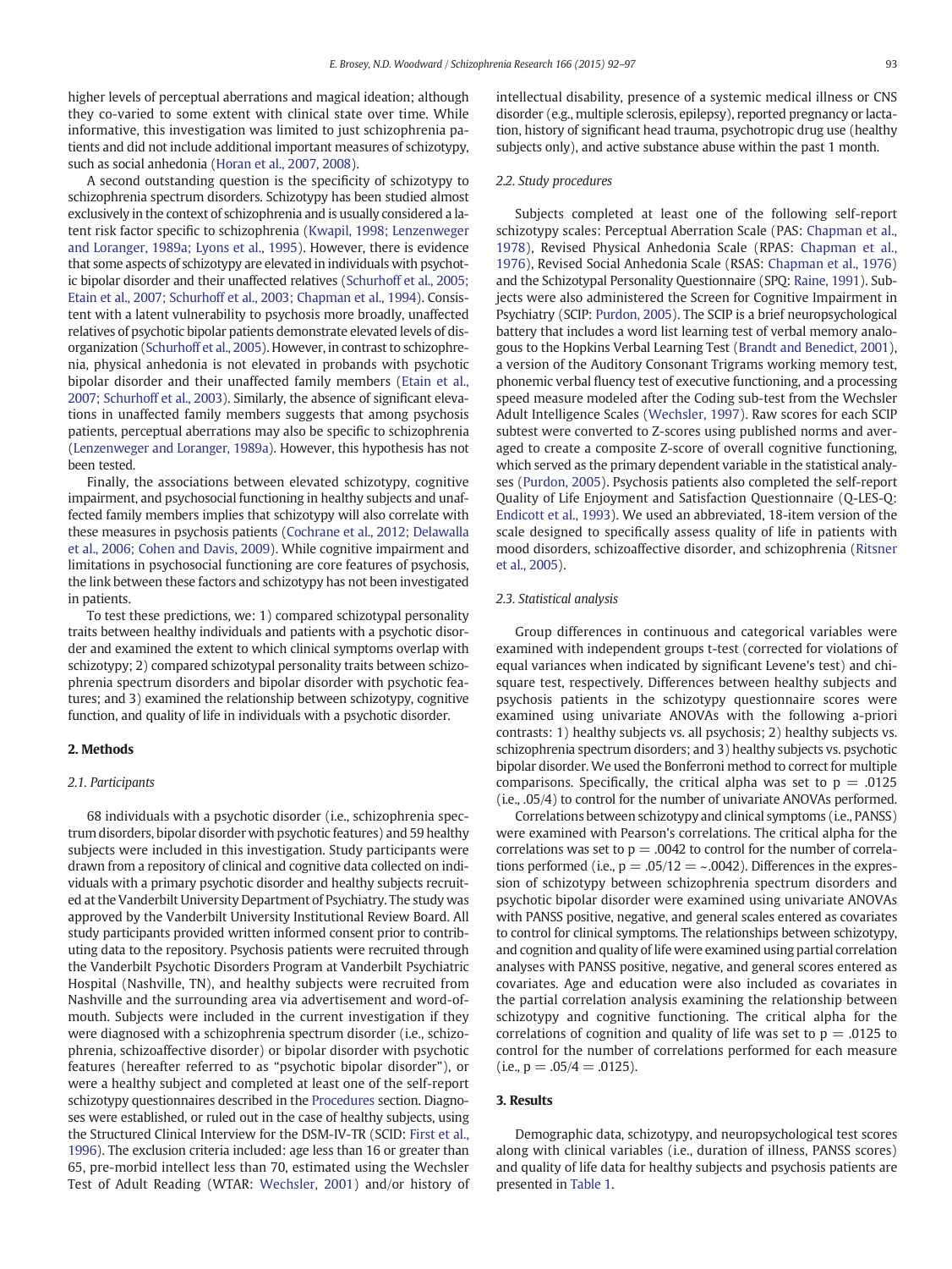higher levels of perceptual aberrations and magical ideation; although they co-varied to some extent with clinical state over time. While informative, this investigation was limited to just schizophrenia patients and did not include additional important measures of schizotypy, such as social anhedonia (Horan et al., 2007, 2008).

A second outstanding question is the specificity of schizotypy to schizophrenia spectrum disorders. Schizotypy has been studied almost exclusively in the context of schizophrenia and is usually considered a latent risk factor specific to schizophrenia (Kwapil, 1998; Lenzenweger and Loranger, 1989a; Lyons et al., 1995). However, there is evidence that some aspects of schizotypy are elevated in individuals with psychotic bipolar disorder and their unaffected relatives (Schurhoff et al., 2005; Etain et al., 2007; Schurhoff et al., 2003; Chapman et al., 1994). Consistent with a latent vulnerability to psychosis more broadly, unaffected relatives of psychotic bipolar patients demonstrate elevated levels of disorganization (Schurhoff et al., 2005). However, in contrast to schizophrenia, physical anhedonia is not elevated in probands with psychotic bipolar disorder and their unaffected family members (Etain et al., 2007; Schurhoff et al., 2003). Similarly, the absence of significant elevations in unaffected family members suggests that among psychosis patients, perceptual aberrations may also be specific to schizophrenia (Lenzenweger and Loranger, 1989a). However, this hypothesis has not been tested.

Finally, the associations between elevated schizotypy, cognitive impairment, and psychosocial functioning in healthy subjects and unaffected family members implies that schizotypy will also correlate with these measures in psychosis patients (Cochrane et al., 2012; Delawalla et al., 2006; Cohen and Davis, 2009). While cognitive impairment and limitations in psychosocial functioning are core features of psychosis, the link between these factors and schizotypy has not been investigated in patients.

To test these predictions, we: 1) compared schizotypal personality traits between healthy individuals and patients with a psychotic disorder and examined the extent to which clinical symptoms overlap with schizotypy; 2) compared schizotypal personality traits between schizophrenia spectrum disorders and bipolar disorder with psychotic features; and 3) examined the relationship between schizotypy, cognitive function, and quality of life in individuals with a psychotic disorder.

## 2. Methods

### 2.1. Participants

68 individuals with a psychotic disorder (i.e., schizophrenia spectrum disorders, bipolar disorder with psychotic features) and 59 healthy subjects were included in this investigation. Study participants were drawn from a repository of clinical and cognitive data collected on individuals with a primary psychotic disorder and healthy subjects recruited at the Vanderbilt University Department of Psychiatry. The study was approved by the Vanderbilt University Institutional Review Board. All study participants provided written informed consent prior to contributing data to the repository. Psychosis patients were recruited through the Vanderbilt Psychotic Disorders Program at Vanderbilt Psychiatric Hospital (Nashville, TN), and healthy subjects were recruited from Nashville and the surrounding area via advertisement and word-of-mouth. Subjects were included in the current investigation if they were diagnosed with a schizophrenia spectrum disorder (i.e., schizophrenia, schizoaffective disorder) or bipolar disorder with psychotic features (hereafter referred to as "psychotic bipolar disorder"), or were a healthy subject and completed at least one of the self-report schizotypy questionnaires described in the Procedures section. Diagnoses were established, or ruled out in the case of healthy subjects, using the Structured Clinical Interview for the DSM-IV-TR (SCID: First et al., 1996). The exclusion criteria included: age less than 16 or greater than 65, pre-morbid intellect less than 70, estimated using the Wechsler Test of Adult Reading (WTAR: Wechsler, 2001) and/or history of intellectual disability, presence of a systemic medical illness or CNS disorder (e.g., multiple sclerosis, epilepsy), reported pregnancy or lactation, history of significant head trauma, psychotropic drug use (healthy subjects only), and active substance abuse within the past 1 month.

### 2.2. Study procedures

Subjects completed at least one of the following self-report schizotypy scales: Perceptual Aberration Scale (PAS: Chapman et al., 1978), Revised Physical Anhedonia Scale (RPAS: Chapman et al., 1976), Revised Social Anhedonia Scale (RSAS: Chapman et al., 1976) and the Schizotypal Personality Questionnaire (SPQ: Raine, 1991). Subjects were also administered the Screen for Cognitive Impairment in Psychiatry (SCIP: Purdon, 2005). The SCIP is a brief neuropsychological battery that includes a word list learning test of verbal memory analogous to the Hopkins Verbal Learning Test (Brandt and Benedict, 2001), a version of the Auditory Consonant Trigrams working memory test, phonemic verbal fluency test of executive functioning, and a processing speed measure modeled after the Coding sub-test from the Wechsler Adult Intelligence Scales (Wechsler, 1997). Raw scores for each SCIP subtest were converted to Z-scores using published norms and averaged to create a composite Z-score of overall cognitive functioning, which served as the primary dependent variable in the statistical analyses (Purdon, 2005). Psychosis patients also completed the self-report Quality of Life Enjoyment and Satisfaction Questionnaire (Q-LES-Q: Endicott et al., 1993). We used an abbreviated, 18-item version of the scale designed to specifically assess quality of life in patients with mood disorders, schizoaffective disorder, and schizophrenia (Ritsner et al., 2005).

### 2.3. Statistical analysis

Group differences in continuous and categorical variables were examined with independent groups t-test (corrected for violations of equal variances when indicated by significant Levene's test) and chi-square test, respectively. Differences between healthy subjects and psychosis patients in the schizotypy questionnaire scores were examined using univariate ANOVAs with the following a-priori contrasts: 1) healthy subjects vs. all psychosis; 2) healthy subjects vs. schizophrenia spectrum disorders; and 3) healthy subjects vs. psychotic bipolar disorder. We used the Bonferroni method to correct for multiple comparisons. Specifically, the critical alpha was set to $p = .0125$ (i.e., .05/4) to control for the number of univariate ANOVAs performed.

Correlations between schizotypy and clinical symptoms (i.e., PANSS) were examined with Pearson's correlations. The critical alpha for the correlations was set to $p = .0042$ to control for the number of correlations performed (i.e., $p = .05/12 = \sim.0042$). Differences in the expression of schizotypy between schizophrenia spectrum disorders and psychotic bipolar disorder were examined using univariate ANOVAs with PANSS positive, negative, and general scales entered as covariates to control for clinical symptoms. The relationships between schizotypy, and cognition and quality of life were examined using partial correlation analyses with PANSS positive, negative, and general scores entered as covariates. Age and education were also included as covariates in the partial correlation analysis examining the relationship between schizotypy and cognitive functioning. The critical alpha for the correlations of cognition and quality of life was set to $p = .0125$ to control for the number of correlations performed for each measure (i.e., $p = .05/4 = .0125$).

## 3. Results

Demographic data, schizotypy, and neuropsychological test scores along with clinical variables (i.e., duration of illness, PANSS scores) and quality of life data for healthy subjects and psychosis patients are presented in Table 1.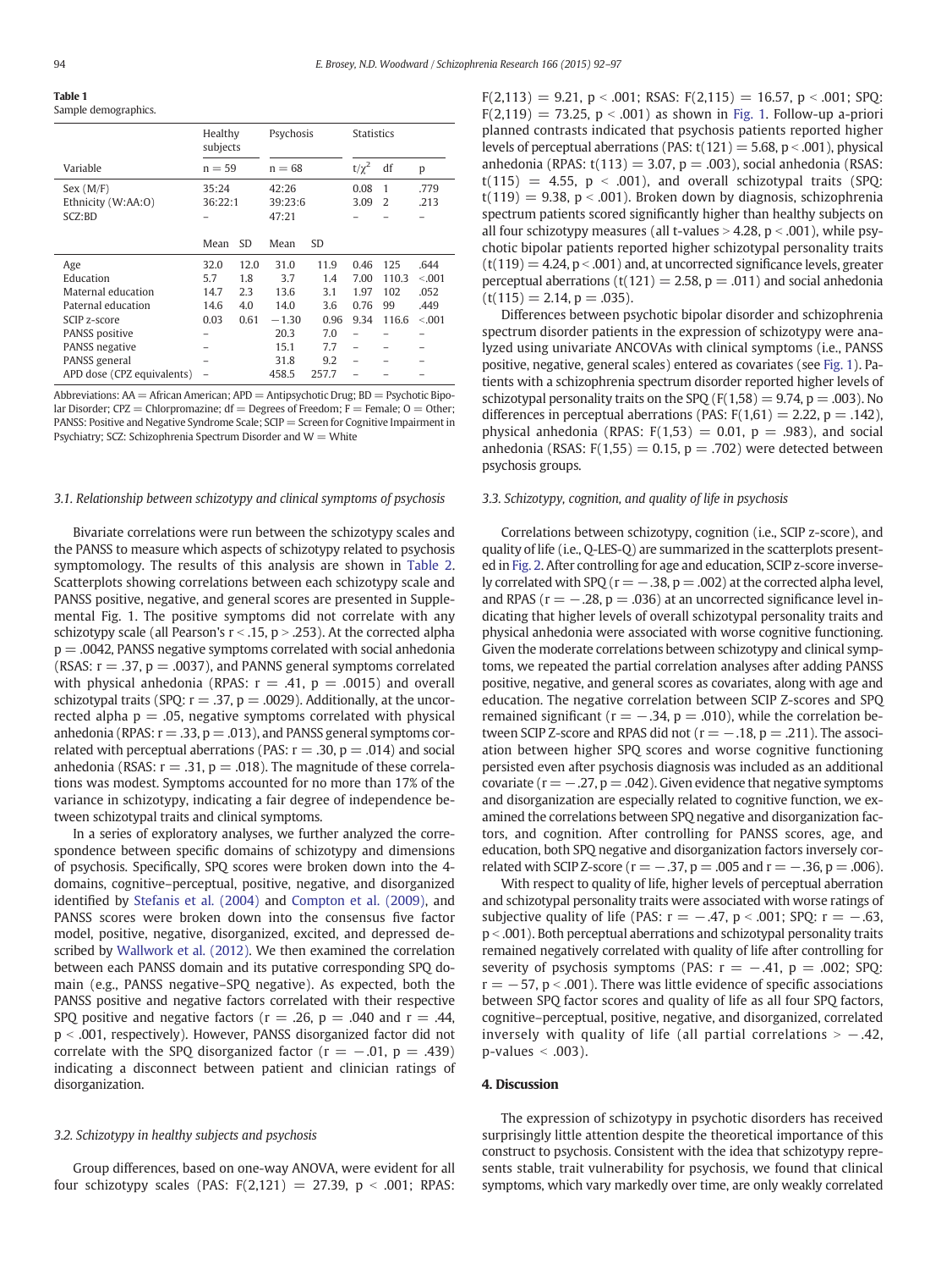**Table 1**
Sample demographics.

| Variable | Healthy subjects | | Psychosis | | Statistics | | |
|---|---|---|---|---|---|---|---|
| | n = 59 | | n = 68 | | $t/\chi^2$ | df | p |
| Sex (M/F) | 35:24 | | 42:26 | | 0.08 | 1 | .779 |
| Ethnicity (W:AA:O) | 36:22:1 | | 39:23:6 | | 3.09 | 2 | .213 |
| SCZ:BD | – | | 47:21 | | – | – | – |
| | Mean | SD | Mean | SD | | | |
| Age | 32.0 | 12.0 | 31.0 | 11.9 | 0.46 | 125 | .644 |
| Education | 5.7 | 1.8 | 3.7 | 1.4 | 7.00 | 110.3 | <.001 |
| Maternal education | 14.7 | 2.3 | 13.6 | 3.1 | 1.97 | 102 | .052 |
| Paternal education | 14.6 | 4.0 | 14.0 | 3.6 | 0.76 | 99 | .449 |
| SCIP z-score | 0.03 | 0.61 | −1.30 | 0.96 | 9.34 | 116.6 | <.001 |
| PANSS positive | – | | 20.3 | 7.0 | – | – | – |
| PANSS negative | – | | 15.1 | 7.7 | – | – | – |
| PANSS general | – | | 31.8 | 9.2 | – | – | – |
| APD dose (CPZ equivalents) | – | | 458.5 | 257.7 | – | – | – |

Abbreviations: AA = African American; APD = Antipsychotic Drug; BD = Psychotic Bipolar Disorder; CPZ = Chlorpromazine; df = Degrees of Freedom; F = Female; O = Other; PANSS: Positive and Negative Syndrome Scale; SCIP = Screen for Cognitive Impairment in Psychiatry; SCZ: Schizophrenia Spectrum Disorder and W = White

### 3.1. Relationship between schizotypy and clinical symptoms of psychosis

Bivariate correlations were run between the schizotypy scales and the PANSS to measure which aspects of schizotypy related to psychosis symptomology. The results of this analysis are shown in Table 2. Scatterplots showing correlations between each schizotypy scale and PANSS positive, negative, and general scores are presented in Supplemental Fig. 1. The positive symptoms did not correlate with any schizotypy scale (all Pearson's r < .15, p > .253). At the corrected alpha p = .0042, PANSS negative symptoms correlated with social anhedonia (RSAS: r = .37, p = .0037), and PANNS general symptoms correlated with physical anhedonia (RPAS: r = .41, p = .0015) and overall schizotypal traits (SPQ: r = .37, p = .0029). Additionally, at the uncorrected alpha p = .05, negative symptoms correlated with physical anhedonia (RPAS: r = .33, p = .013), and PANSS general symptoms correlated with perceptual aberrations (PAS: r = .30, p = .014) and social anhedonia (RSAS: r = .31, p = .018). The magnitude of these correlations was modest. Symptoms accounted for no more than 17% of the variance in schizotypy, indicating a fair degree of independence between schizotypal traits and clinical symptoms.

In a series of exploratory analyses, we further analyzed the correspondence between specific domains of schizotypy and dimensions of psychosis. Specifically, SPQ scores were broken down into the 4-domains, cognitive–perceptual, positive, negative, and disorganized identified by Stefanis et al. (2004) and Compton et al. (2009), and PANSS scores were broken down into the consensus five factor model, positive, negative, disorganized, excited, and depressed described by Wallwork et al. (2012). We then examined the correlation between each PANSS domain and its putative corresponding SPQ domain (e.g., PANSS negative–SPQ negative). As expected, both the PANSS positive and negative factors correlated with their respective SPQ positive and negative factors (r = .26, p = .040 and r = .44, p < .001, respectively). However, PANSS disorganized factor did not correlate with the SPQ disorganized factor (r = −.01, p = .439) indicating a disconnect between patient and clinician ratings of disorganization.

### 3.2. Schizotypy in healthy subjects and psychosis

Group differences, based on one-way ANOVA, were evident for all four schizotypy scales (PAS: $F(2,121) = 27.39$, p < .001; RPAS: $F(2,113) = 9.21$, p < .001; RSAS: $F(2,115) = 16.57$, p < .001; SPQ: $F(2,119) = 73.25$, p < .001) as shown in Fig. 1. Follow-up a-priori planned contrasts indicated that psychosis patients reported higher levels of perceptual aberrations (PAS: t(121) = 5.68, p < .001), physical anhedonia (RPAS: t(113) = 3.07, p = .003), social anhedonia (RSAS: t(115) = 4.55, p < .001), and overall schizotypal traits (SPQ: t(119) = 9.38, p < .001). Broken down by diagnosis, schizophrenia spectrum patients scored significantly higher than healthy subjects on all four schizotypy measures (all t-values > 4.28, p < .001), while psychotic bipolar patients reported higher schizotypal personality traits (t(119) = 4.24, p < .001) and, at uncorrected significance levels, greater perceptual aberrations (t(121) = 2.58, p = .011) and social anhedonia (t(115) = 2.14, p = .035).

Differences between psychotic bipolar disorder and schizophrenia spectrum disorder patients in the expression of schizotypy were analyzed using univariate ANCOVAs with clinical symptoms (i.e., PANSS positive, negative, general scales) entered as covariates (see Fig. 1). Patients with a schizophrenia spectrum disorder reported higher levels of schizotypal personality traits on the SPQ ($F(1,58) = 9.74$, p = .003). No differences in perceptual aberrations (PAS: $F(1,61) = 2.22$, p = .142), physical anhedonia (RPAS: $F(1,53) = 0.01$, p = .983), and social anhedonia (RSAS: $F(1,55) = 0.15$, p = .702) were detected between psychosis groups.

### 3.3. Schizotypy, cognition, and quality of life in psychosis

Correlations between schizotypy, cognition (i.e., SCIP z-score), and quality of life (i.e., Q-LES-Q) are summarized in the scatterplots presented in Fig. 2. After controlling for age and education, SCIP z-score inversely correlated with SPQ (r = −.38, p = .002) at the corrected alpha level, and RPAS (r = −.28, p = .036) at an uncorrected significance level indicating that higher levels of overall schizotypal personality traits and physical anhedonia were associated with worse cognitive functioning. Given the moderate correlations between schizotypy and clinical symptoms, we repeated the partial correlation analyses after adding PANSS positive, negative, and general scores as covariates, along with age and education. The negative correlation between SCIP Z-scores and SPQ remained significant (r = −.34, p = .010), while the correlation between SCIP Z-score and RPAS did not (r = −.18, p = .211). The association between higher SPQ scores and worse cognitive functioning persisted even after psychosis diagnosis was included as an additional covariate (r = −.27, p = .042). Given evidence that negative symptoms and disorganization are especially related to cognitive function, we examined the correlations between SPQ negative and disorganization factors, and cognition. After controlling for PANSS scores, age, and education, both SPQ negative and disorganization factors inversely correlated with SCIP Z-score (r = −.37, p = .005 and r = −.36, p = .006).

With respect to quality of life, higher levels of perceptual aberration and schizotypal personality traits were associated with worse ratings of subjective quality of life (PAS: r = −.47, p < .001; SPQ: r = −.63, p < .001). Both perceptual aberrations and schizotypal personality traits remained negatively correlated with quality of life after controlling for severity of psychosis symptoms (PAS: r = −.41, p = .002; SPQ: r = −57, p < .001). There was little evidence of specific associations between SPQ factor scores and quality of life as all four SPQ factors, cognitive–perceptual, positive, negative, and disorganized, correlated inversely with quality of life (all partial correlations > −.42, p-values < .003).

## 4. Discussion

The expression of schizotypy in psychotic disorders has received surprisingly little attention despite the theoretical importance of this construct to psychosis. Consistent with the idea that schizotypy represents stable, trait vulnerability for psychosis, we found that clinical symptoms, which vary markedly over time, are only weakly correlated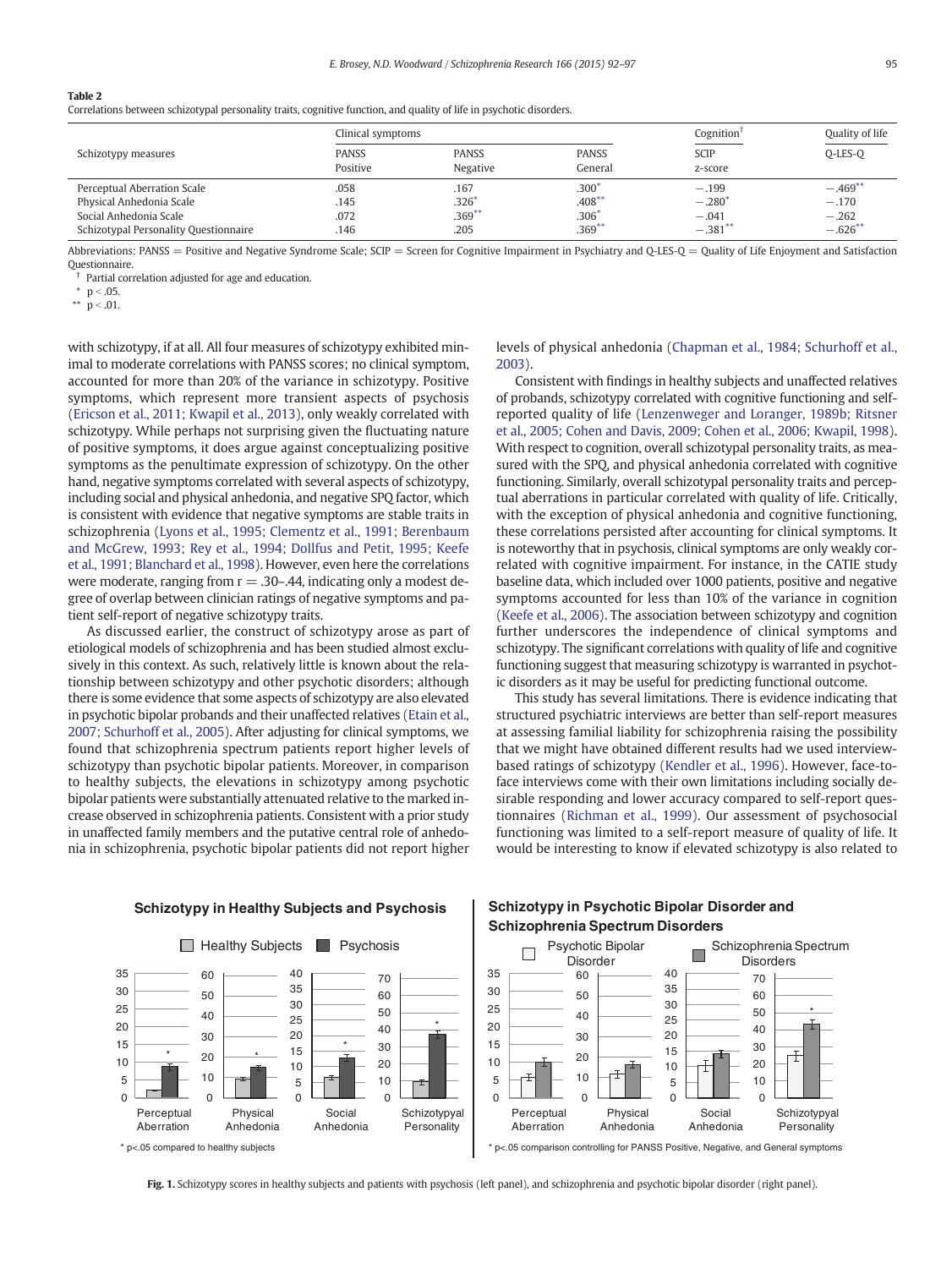**Table 2**
Correlations between schizotypal personality traits, cognitive function, and quality of life in psychotic disorders.

| Schizotypy measures | Clinical symptoms | | | Cognition† | Quality of life |
|---|---|---|---|---|---|
| | PANSS Positive | PANSS Negative | PANSS General | SCIP z-score | Q-LES-Q |
| Perceptual Aberration Scale | .058 | .167 | .300* | −.199 | −.469** |
| Physical Anhedonia Scale | .145 | .326* | .408** | −.280* | −.170 |
| Social Anhedonia Scale | .072 | .369** | .306* | −.041 | −.262 |
| Schizotypal Personality Questionnaire | .146 | .205 | .369** | −.381** | −.626** |

Abbreviations: PANSS = Positive and Negative Syndrome Scale; SCIP = Screen for Cognitive Impairment in Psychiatry and Q-LES-Q = Quality of Life Enjoyment and Satisfaction Questionnaire.

† Partial correlation adjusted for age and education.

* p < .05.

** p < .01.

with schizotypy, if at all. All four measures of schizotypy exhibited minimal to moderate correlations with PANSS scores; no clinical symptom, accounted for more than 20% of the variance in schizotypy. Positive symptoms, which represent more transient aspects of psychosis (Ericson et al., 2011; Kwapil et al., 2013), only weakly correlated with schizotypy. While perhaps not surprising given the fluctuating nature of positive symptoms, it does argue against conceptualizing positive symptoms as the penultimate expression of schizotypy. On the other hand, negative symptoms correlated with several aspects of schizotypy, including social and physical anhedonia, and negative SPQ factor, which is consistent with evidence that negative symptoms are stable traits in schizophrenia (Lyons et al., 1995; Clementz et al., 1991; Berenbaum and McGrew, 1993; Rey et al., 1994; Dollfus and Petit, 1995; Keefe et al., 1991; Blanchard et al., 1998). However, even here the correlations were moderate, ranging from r = .30–.44, indicating only a modest degree of overlap between clinician ratings of negative symptoms and patient self-report of negative schizotypy traits.

As discussed earlier, the construct of schizotypy arose as part of etiological models of schizophrenia and has been studied almost exclusively in this context. As such, relatively little is known about the relationship between schizotypy and other psychotic disorders; although there is some evidence that some aspects of schizotypy are also elevated in psychotic bipolar probands and their unaffected relatives (Etain et al., 2007; Schurhoff et al., 2005). After adjusting for clinical symptoms, we found that schizophrenia spectrum patients report higher levels of schizotypy than psychotic bipolar patients. Moreover, in comparison to healthy subjects, the elevations in schizotypy among psychotic bipolar patients were substantially attenuated relative to the marked increase observed in schizophrenia patients. Consistent with a prior study in unaffected family members and the putative central role of anhedonia in schizophrenia, psychotic bipolar patients did not report higher levels of physical anhedonia (Chapman et al., 1984; Schurhoff et al., 2003).

Consistent with findings in healthy subjects and unaffected relatives of probands, schizotypy correlated with cognitive functioning and self-reported quality of life (Lenzenweger and Loranger, 1989b; Ritsner et al., 2005; Cohen and Davis, 2009; Cohen et al., 2006; Kwapil, 1998). With respect to cognition, overall schizotypal personality traits, as measured with the SPQ, and physical anhedonia correlated with cognitive functioning. Similarly, overall schizotypal personality traits and perceptual aberrations in particular correlated with quality of life. Critically, with the exception of physical anhedonia and cognitive functioning, these correlations persisted after accounting for clinical symptoms. It is noteworthy that in psychosis, clinical symptoms are only weakly correlated with cognitive impairment. For instance, in the CATIE study baseline data, which included over 1000 patients, positive and negative symptoms accounted for less than 10% of the variance in cognition (Keefe et al., 2006). The association between schizotypy and cognition further underscores the independence of clinical symptoms and schizotypy. The significant correlations with quality of life and cognitive functioning suggest that measuring schizotypy is warranted in psychotic disorders as it may be useful for predicting functional outcome.

This study has several limitations. There is evidence indicating that structured psychiatric interviews are better than self-report measures at assessing familial liability for schizophrenia raising the possibility that we might have obtained different results had we used interview-based ratings of schizotypy (Kendler et al., 1996). However, face-to-face interviews come with their own limitations including socially desirable responding and lower accuracy compared to self-report questionnaires (Richman et al., 1999). Our assessment of psychosocial functioning was limited to a self-report measure of quality of life. It would be interesting to know if elevated schizotypy is also related to

**Fig. 1.** Schizotypy scores in healthy subjects and patients with psychosis (left panel), and schizophrenia and psychotic bipolar disorder (right panel).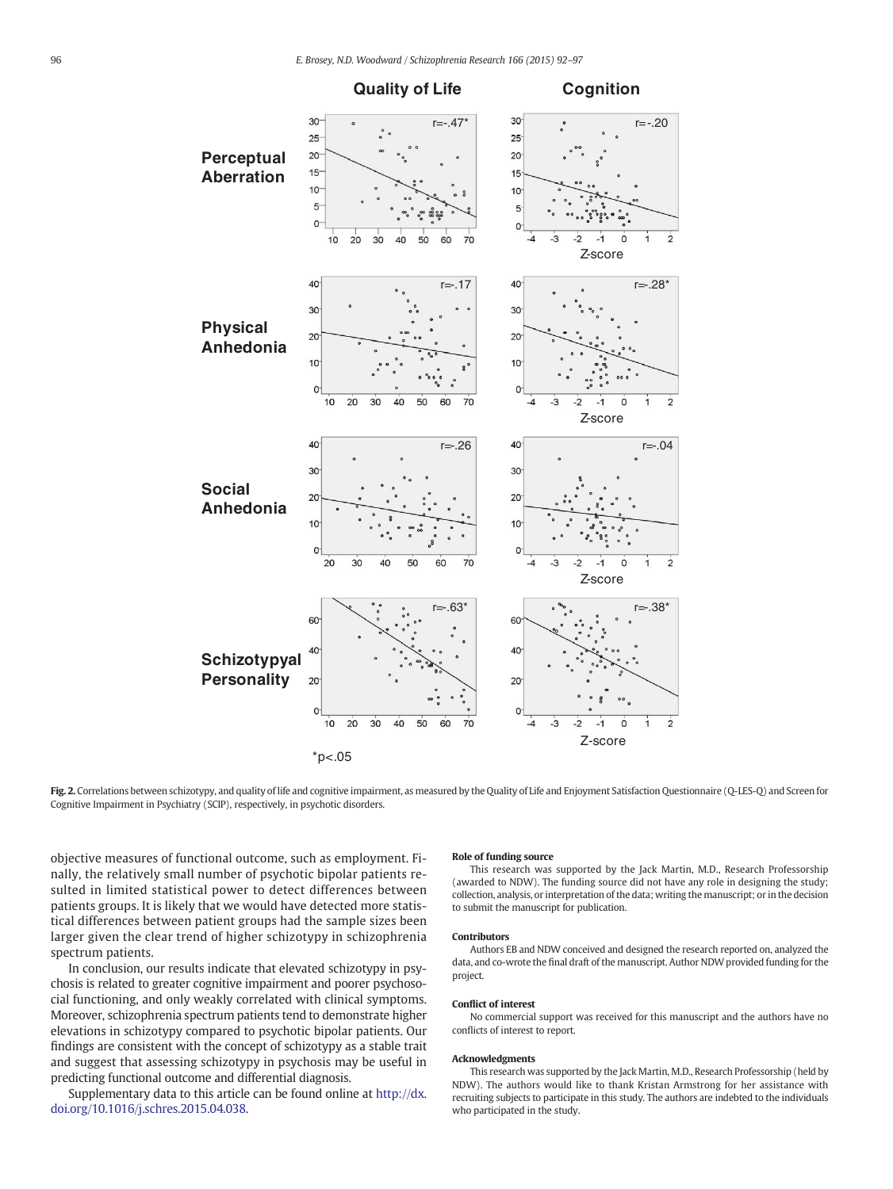Quality of Life

Cognition

Perceptual Aberration

r=-.47*

r=-.20

Physical Anhedonia

r=-.17

r=-.28*

Social Anhedonia

r=-.26

r=-.04

Schizotypyal Personality

r=-.63*

r=-.38*

Z-score

*p<.05

**Fig. 2.** Correlations between schizotypy, and quality of life and cognitive impairment, as measured by the Quality of Life and Enjoyment Satisfaction Questionnaire (Q-LES-Q) and Screen for Cognitive Impairment in Psychiatry (SCIP), respectively, in psychotic disorders.

objective measures of functional outcome, such as employment. Finally, the relatively small number of psychotic bipolar patients resulted in limited statistical power to detect differences between patients groups. It is likely that we would have detected more statistical differences between patient groups had the sample sizes been larger given the clear trend of higher schizotypy in schizophrenia spectrum patients.

In conclusion, our results indicate that elevated schizotypy in psychosis is related to greater cognitive impairment and poorer psychosocial functioning, and only weakly correlated with clinical symptoms. Moreover, schizophrenia spectrum patients tend to demonstrate higher elevations in schizotypy compared to psychotic bipolar patients. Our findings are consistent with the concept of schizotypy as a stable trait and suggest that assessing schizotypy in psychosis may be useful in predicting functional outcome and differential diagnosis.

Supplementary data to this article can be found online at http://dx.doi.org/10.1016/j.schres.2015.04.038.

#### Role of funding source

This research was supported by the Jack Martin, M.D., Research Professorship (awarded to NDW). The funding source did not have any role in designing the study; collection, analysis, or interpretation of the data; writing the manuscript; or in the decision to submit the manuscript for publication.

#### Contributors

Authors EB and NDW conceived and designed the research reported on, analyzed the data, and co-wrote the final draft of the manuscript. Author NDW provided funding for the project.

#### Conflict of interest

No commercial support was received for this manuscript and the authors have no conflicts of interest to report.

#### Acknowledgments

This research was supported by the Jack Martin, M.D., Research Professorship (held by NDW). The authors would like to thank Kristan Armstrong for her assistance with recruiting subjects to participate in this study. The authors are indebted to the individuals who participated in the study.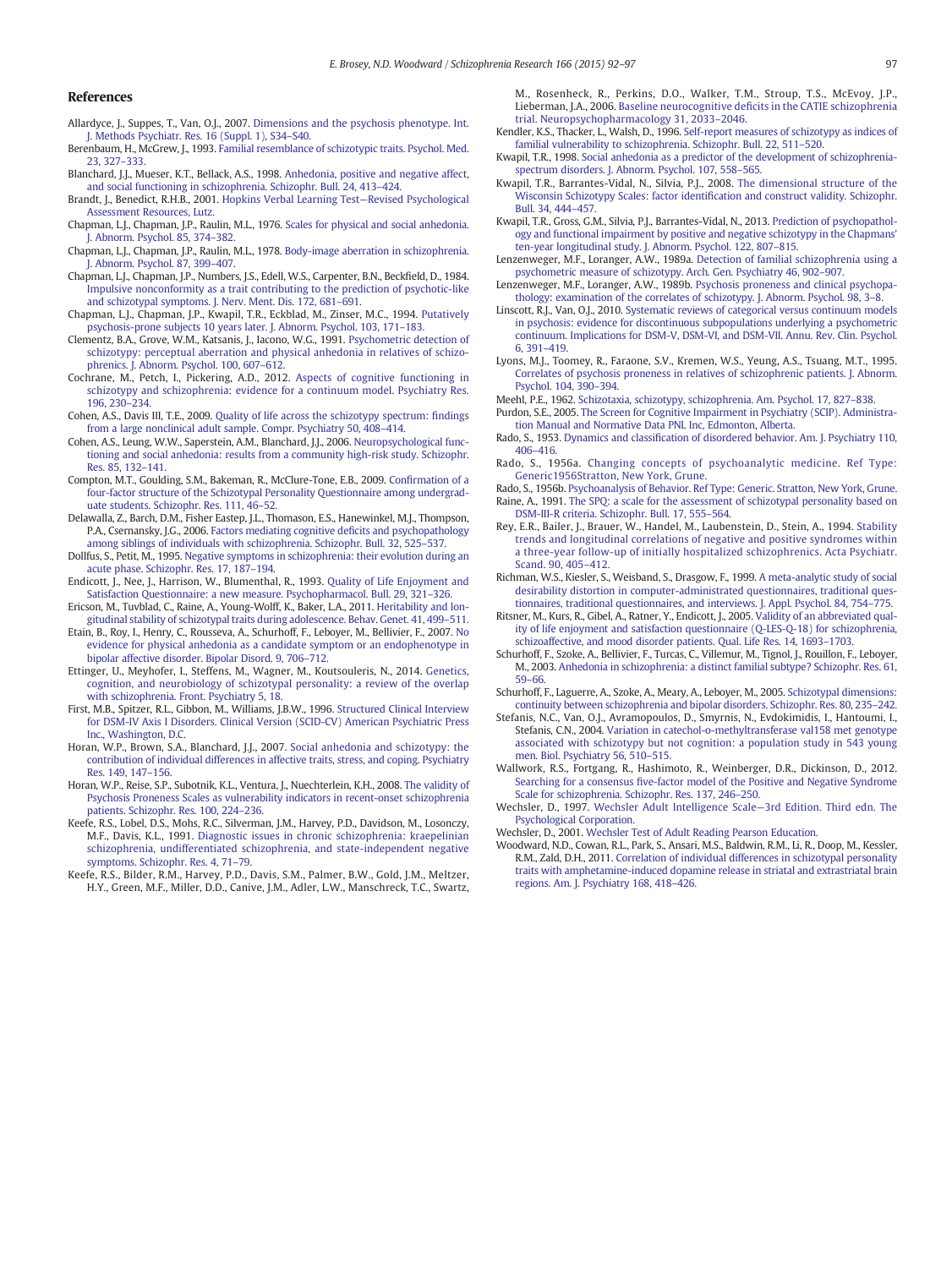## References

Allardyce, J., Suppes, T., Van, O.J., 2007. Dimensions and the psychosis phenotype. Int. J. Methods Psychiatr. Res. 16 (Suppl. 1), S34–S40.

Berenbaum, H., McGrew, J., 1993. Familial resemblance of schizotypic traits. Psychol. Med. 23, 327–333.

Blanchard, J.J., Mueser, K.T., Bellack, A.S., 1998. Anhedonia, positive and negative affect, and social functioning in schizophrenia. Schizophr. Bull. 24, 413–424.

Brandt, J., Benedict, R.H.B., 2001. Hopkins Verbal Learning Test—Revised Psychological Assessment Resources, Lutz.

Chapman, L.J., Chapman, J.P., Raulin, M.L., 1976. Scales for physical and social anhedonia. J. Abnorm. Psychol. 85, 374–382.

Chapman, L.J., Chapman, J.P., Raulin, M.L., 1978. Body-image aberration in schizophrenia. J. Abnorm. Psychol. 87, 399–407.

Chapman, L.J., Chapman, J.P., Numbers, J.S., Edell, W.S., Carpenter, B.N., Beckfield, D., 1984. Impulsive nonconformity as a trait contributing to the prediction of psychotic-like and schizotypal symptoms. J. Nerv. Ment. Dis. 172, 681–691.

Chapman, L.J., Chapman, J.P., Kwapil, T.R., Eckblad, M., Zinser, M.C., 1994. Putatively psychosis-prone subjects 10 years later. J. Abnorm. Psychol. 103, 171–183.

Clementz, B.A., Grove, W.M., Katsanis, J., Iacono, W.G., 1991. Psychometric detection of schizotypy: perceptual aberration and physical anhedonia in relatives of schizophrenics. J. Abnorm. Psychol. 100, 607–612.

Cochrane, M., Petch, I., Pickering, A.D., 2012. Aspects of cognitive functioning in schizotypy and schizophrenia: evidence for a continuum model. Psychiatry Res. 196, 230–234.

Cohen, A.S., Davis III, T.E., 2009. Quality of life across the schizotypy spectrum: findings from a large nonclinical adult sample. Compr. Psychiatry 50, 408–414.

Cohen, A.S., Leung, W.W., Saperstein, A.M., Blanchard, J.J., 2006. Neuropsychological functioning and social anhedonia: results from a community high-risk study. Schizophr. Res. 85, 132–141.

Compton, M.T., Goulding, S.M., Bakeman, R., McClure-Tone, E.B., 2009. Confirmation of a four-factor structure of the Schizotypal Personality Questionnaire among undergraduate students. Schizophr. Res. 111, 46–52.

Delawalla, Z., Barch, D.M., Fisher Eastep, J.L., Thomason, E.S., Hanewinkel, M.J., Thompson, P.A., Csernansky, J.G., 2006. Factors mediating cognitive deficits and psychopathology among siblings of individuals with schizophrenia. Schizophr. Bull. 32, 525–537.

Dollfus, S., Petit, M., 1995. Negative symptoms in schizophrenia: their evolution during an acute phase. Schizophr. Res. 17, 187–194.

Endicott, J., Nee, J., Harrison, W., Blumenthal, R., 1993. Quality of Life Enjoyment and Satisfaction Questionnaire: a new measure. Psychopharmacol. Bull. 29, 321–326.

Ericson, M., Tuvblad, C., Raine, A., Young-Wolff, K., Baker, L.A., 2011. Heritability and longitudinal stability of schizotypal traits during adolescence. Behav. Genet. 41, 499–511.

Etain, B., Roy, I., Henry, C., Rousseva, A., Schurhoff, F., Leboyer, M., Bellivier, F., 2007. No evidence for physical anhedonia as a candidate symptom or an endophenotype in bipolar affective disorder. Bipolar Disord. 9, 706–712.

Ettinger, U., Meyhofer, I., Steffens, M., Wagner, M., Koutsouleris, N., 2014. Genetics, cognition, and neurobiology of schizotypal personality: a review of the overlap with schizophrenia. Front. Psychiatry 5, 18.

First, M.B., Spitzer, R.L., Gibbon, M., Williams, J.B.W., 1996. Structured Clinical Interview for DSM-IV Axis I Disorders. Clinical Version (SCID-CV) American Psychiatric Press Inc., Washington, D.C.

Horan, W.P., Brown, S.A., Blanchard, J.J., 2007. Social anhedonia and schizotypy: the contribution of individual differences in affective traits, stress, and coping. Psychiatry Res. 149, 147–156.

Horan, W.P., Reise, S.P., Subotnik, K.L., Ventura, J., Nuechterlein, K.H., 2008. The validity of Psychosis Proneness Scales as vulnerability indicators in recent-onset schizophrenia patients. Schizophr. Res. 100, 224–236.

Keefe, R.S., Lobel, D.S., Mohs, R.C., Silverman, J.M., Harvey, P.D., Davidson, M., Losonczy, M.F., Davis, K.L., 1991. Diagnostic issues in chronic schizophrenia: kraepelinian schizophrenia, undifferentiated schizophrenia, and state-independent negative symptoms. Schizophr. Res. 4, 71–79.

Keefe, R.S., Bilder, R.M., Harvey, P.D., Davis, S.M., Palmer, B.W., Gold, J.M., Meltzer, H.Y., Green, M.F., Miller, D.D., Canive, J.M., Adler, L.W., Manschreck, T.C., Swartz, M., Rosenheck, R., Perkins, D.O., Walker, T.M., Stroup, T.S., McEvoy, J.P., Lieberman, J.A., 2006. Baseline neurocognitive deficits in the CATIE schizophrenia trial. Neuropsychopharmacology 31, 2033–2046.

Kendler, K.S., Thacker, L., Walsh, D., 1996. Self-report measures of schizotypy as indices of familial vulnerability to schizophrenia. Schizophr. Bull. 22, 511–520.

Kwapil, T.R., 1998. Social anhedonia as a predictor of the development of schizophrenia-spectrum disorders. J. Abnorm. Psychol. 107, 558–565.

Kwapil, T.R., Barrantes-Vidal, N., Silvia, P.J., 2008. The dimensional structure of the Wisconsin Schizotypy Scales: factor identification and construct validity. Schizophr. Bull. 34, 444–457.

Kwapil, T.R., Gross, G.M., Silvia, P.J., Barrantes-Vidal, N., 2013. Prediction of psychopathology and functional impairment by positive and negative schizotypy in the Chapmans' ten-year longitudinal study. J. Abnorm. Psychol. 122, 807–815.

Lenzenweger, M.F., Loranger, A.W., 1989a. Detection of familial schizophrenia using a psychometric measure of schizotypy. Arch. Gen. Psychiatry 46, 902–907.

Lenzenweger, M.F., Loranger, A.W., 1989b. Psychosis proneness and clinical psychopathology: examination of the correlates of schizotypy. J. Abnorm. Psychol. 98, 3–8.

Linscott, R.J., Van, O.J., 2010. Systematic reviews of categorical versus continuum models in psychosis: evidence for discontinuous subpopulations underlying a psychometric continuum. Implications for DSM-V, DSM-VI, and DSM-VII. Annu. Rev. Clin. Psychol. 6, 391–419.

Lyons, M.J., Toomey, R., Faraone, S.V., Kremen, W.S., Yeung, A.S., Tsuang, M.T., 1995. Correlates of psychosis proneness in relatives of schizophrenic patients. J. Abnorm. Psychol. 104, 390–394.

Meehl, P.E., 1962. Schizotaxia, schizotypy, schizophrenia. Am. Psychol. 17, 827–838.

Purdon, S.E., 2005. The Screen for Cognitive Impairment in Psychiatry (SCIP). Administration Manual and Normative Data PNL Inc, Edmonton, Alberta.

Rado, S., 1953. Dynamics and classification of disordered behavior. Am. J. Psychiatry 110, 406–416.

Rado, S., 1956a. Changing concepts of psychoanalytic medicine. Ref Type: Generic1956Stratton, New York, Grune.

Rado, S., 1956b. Psychoanalysis of Behavior. Ref Type: Generic. Stratton, New York, Grune.

Raine, A., 1991. The SPQ: a scale for the assessment of schizotypal personality based on DSM-III-R criteria. Schizophr. Bull. 17, 555–564.

Rey, E.R., Bailer, J., Brauer, W., Handel, M., Laubenstein, D., Stein, A., 1994. Stability trends and longitudinal correlations of negative and positive syndromes within a three-year follow-up of initially hospitalized schizophrenics. Acta Psychiatr. Scand. 90, 405–412.

Richman, W.S., Kiesler, S., Weisband, S., Drasgow, F., 1999. A meta-analytic study of social desirability distortion in computer-administrated questionnaires, traditional questionnaires, traditional questionnaires, and interviews. J. Appl. Psychol. 84, 754–775.

Ritsner, M., Kurs, R., Gibel, A., Ratner, Y., Endicott, J., 2005. Validity of an abbreviated quality of life enjoyment and satisfaction questionnaire (Q-LES-Q-18) for schizophrenia, schizoaffective, and mood disorder patients. Qual. Life Res. 14, 1693–1703.

Schurhoff, F., Szoke, A., Bellivier, F., Turcas, C., Villemur, M., Tignol, J., Rouillon, F., Leboyer, M., 2003. Anhedonia in schizophrenia: a distinct familial subtype? Schizophr. Res. 61, 59–66.

Schurhoff, F., Laguerre, A., Szoke, A., Meary, A., Leboyer, M., 2005. Schizotypal dimensions: continuity between schizophrenia and bipolar disorders. Schizophr. Res. 80, 235–242.

Stefanis, N.C., Van, O.J., Avramopoulos, D., Smyrnis, N., Evdokimidis, I., Hantoumi, I., Stefanis, C.N., 2004. Variation in catechol-o-methyltransferase val158 met genotype associated with schizotypy but not cognition: a population study in 543 young men. Biol. Psychiatry 56, 510–515.

Wallwork, R.S., Fortgang, R., Hashimoto, R., Weinberger, D.R., Dickinson, D., 2012. Searching for a consensus five-factor model of the Positive and Negative Syndrome Scale for schizophrenia. Schizophr. Res. 137, 246–250.

Wechsler, D., 1997. Wechsler Adult Intelligence Scale—3rd Edition. Third edn. The Psychological Corporation.

Wechsler, D., 2001. Wechsler Test of Adult Reading Pearson Education.

Woodward, N.D., Cowan, R.L., Park, S., Ansari, M.S., Baldwin, R.M., Li, R., Doop, M., Kessler, R.M., Zald, D.H., 2011. Correlation of individual differences in schizotypal personality traits with amphetamine-induced dopamine release in striatal and extrastriatal brain regions. Am. J. Psychiatry 168, 418–426.